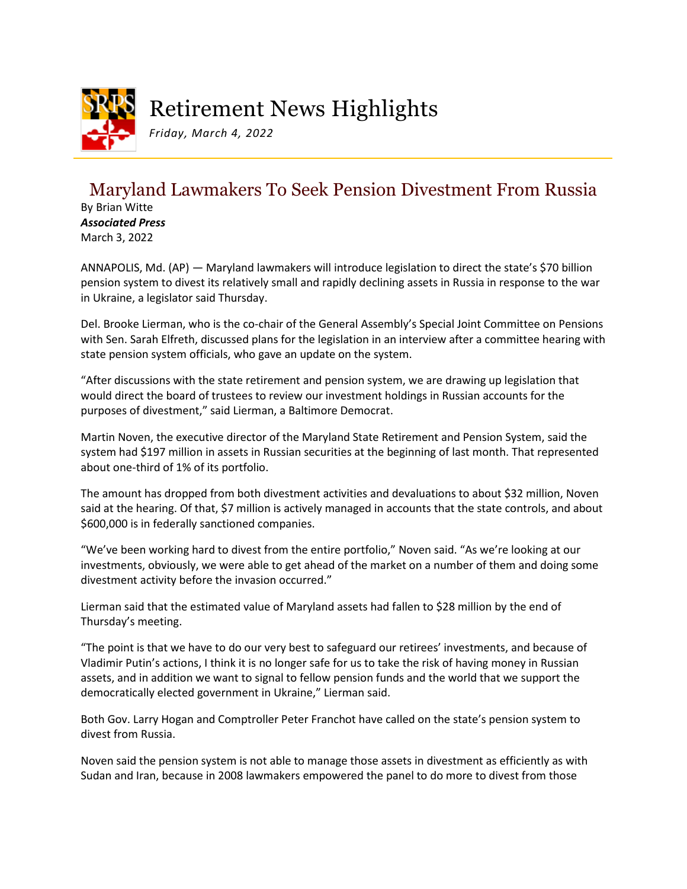# Retirement News Highlights

*Friday, March 4, 2022*

## Maryland Lawmakers To Seek Pension Divestment From Russia

By Brian Witte
***Associated Press***
March 3, 2022

ANNAPOLIS, Md. (AP) — Maryland lawmakers will introduce legislation to direct the state's $70 billion pension system to divest its relatively small and rapidly declining assets in Russia in response to the war in Ukraine, a legislator said Thursday.

Del. Brooke Lierman, who is the co-chair of the General Assembly's Special Joint Committee on Pensions with Sen. Sarah Elfreth, discussed plans for the legislation in an interview after a committee hearing with state pension system officials, who gave an update on the system.

"After discussions with the state retirement and pension system, we are drawing up legislation that would direct the board of trustees to review our investment holdings in Russian accounts for the purposes of divestment," said Lierman, a Baltimore Democrat.

Martin Noven, the executive director of the Maryland State Retirement and Pension System, said the system had $197 million in assets in Russian securities at the beginning of last month. That represented about one-third of 1% of its portfolio.

The amount has dropped from both divestment activities and devaluations to about $32 million, Noven said at the hearing. Of that, $7 million is actively managed in accounts that the state controls, and about $600,000 is in federally sanctioned companies.

"We've been working hard to divest from the entire portfolio," Noven said. "As we're looking at our investments, obviously, we were able to get ahead of the market on a number of them and doing some divestment activity before the invasion occurred."

Lierman said that the estimated value of Maryland assets had fallen to $28 million by the end of Thursday's meeting.

"The point is that we have to do our very best to safeguard our retirees' investments, and because of Vladimir Putin's actions, I think it is no longer safe for us to take the risk of having money in Russian assets, and in addition we want to signal to fellow pension funds and the world that we support the democratically elected government in Ukraine," Lierman said.

Both Gov. Larry Hogan and Comptroller Peter Franchot have called on the state's pension system to divest from Russia.

Noven said the pension system is not able to manage those assets in divestment as efficiently as with Sudan and Iran, because in 2008 lawmakers empowered the panel to do more to divest from those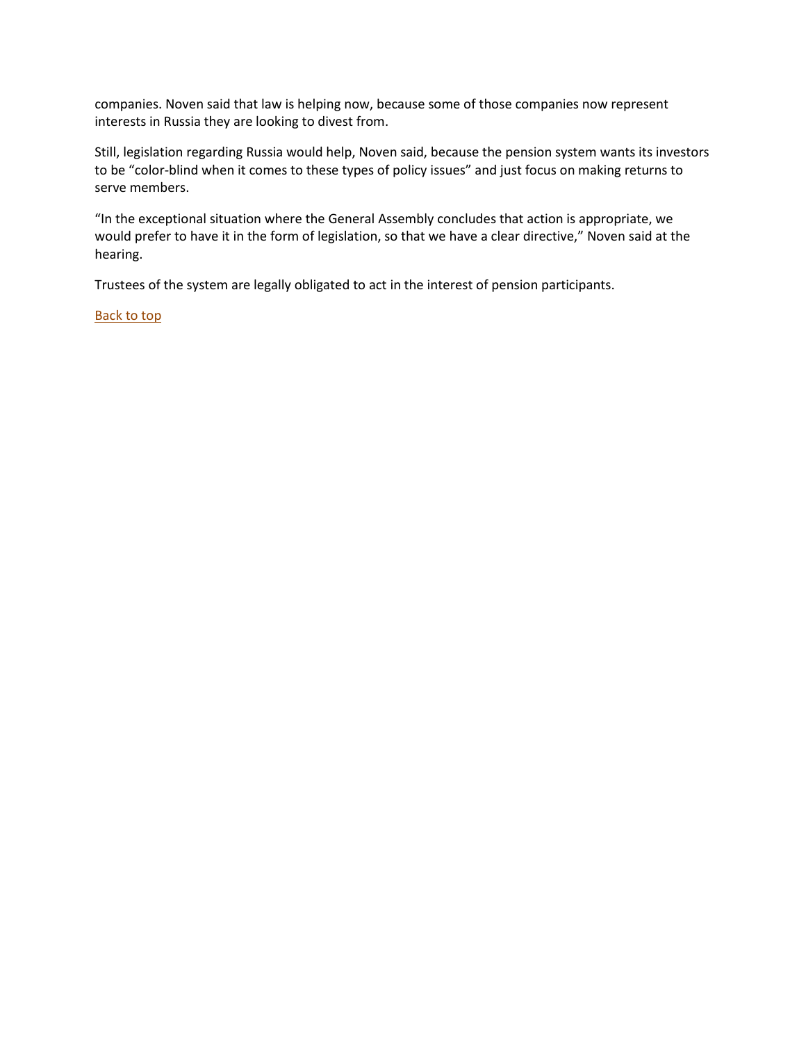companies. Noven said that law is helping now, because some of those companies now represent interests in Russia they are looking to divest from.

Still, legislation regarding Russia would help, Noven said, because the pension system wants its investors to be "color-blind when it comes to these types of policy issues" and just focus on making returns to serve members.

"In the exceptional situation where the General Assembly concludes that action is appropriate, we would prefer to have it in the form of legislation, so that we have a clear directive," Noven said at the hearing.

Trustees of the system are legally obligated to act in the interest of pension participants.

Back to top